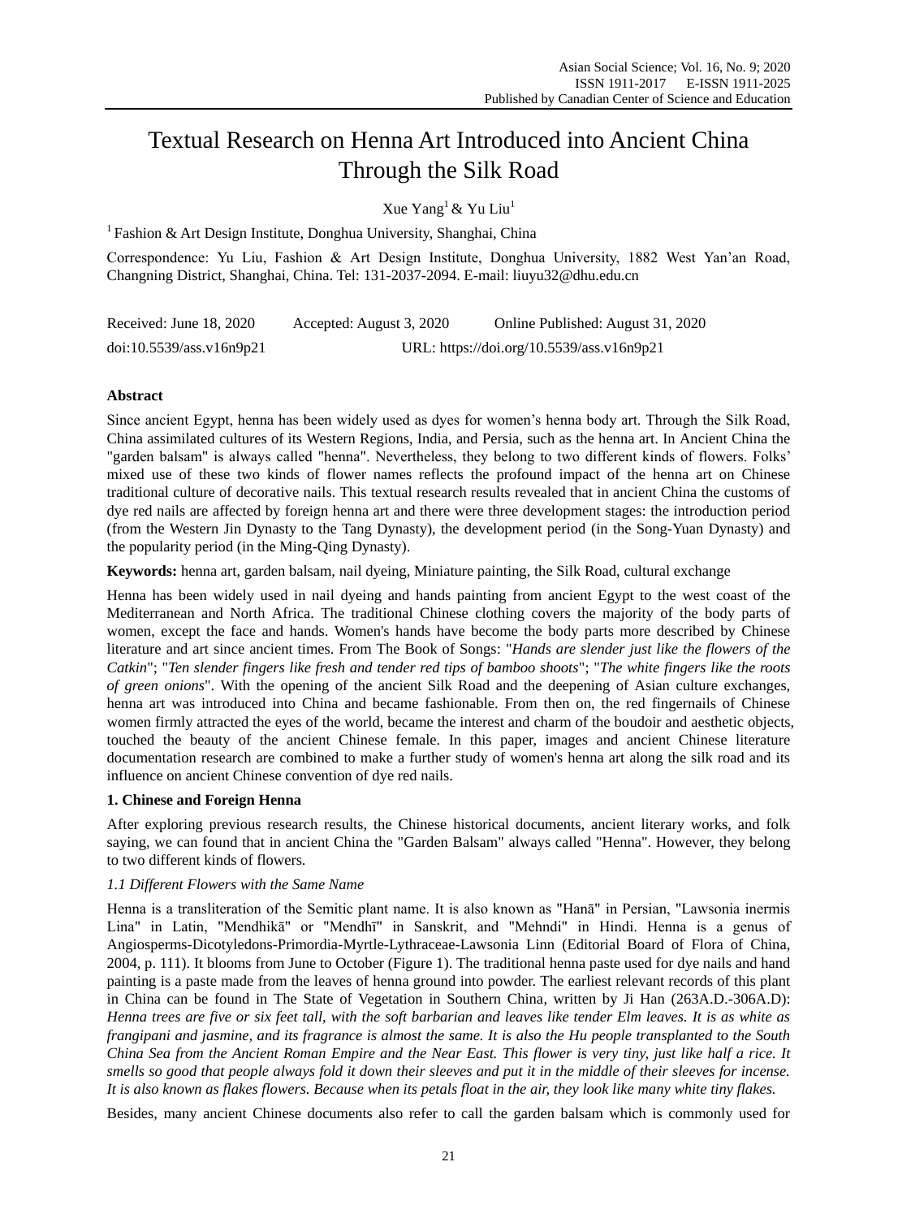# Textual Research on Henna Art Introduced into Ancient China Through the Silk Road

Xue Yang[1] & Yu Liu[1]

[1] Fashion & Art Design Institute, Donghua University, Shanghai, China

Correspondence: Yu Liu, Fashion & Art Design Institute, Donghua University, 1882 West Yan'an Road, Changning District, Shanghai, China. Tel: 131-2037-2094. E-mail: liuyu32@dhu.edu.cn

Received: June 18, 2020 Accepted: August 3, 2020 Online Published: August 31, 2020

doi:10.5539/ass.v16n9p21 URL: https://doi.org/10.5539/ass.v16n9p21

## Abstract

Since ancient Egypt, henna has been widely used as dyes for women's henna body art. Through the Silk Road, China assimilated cultures of its Western Regions, India, and Persia, such as the henna art. In Ancient China the "garden balsam" is always called "henna". Nevertheless, they belong to two different kinds of flowers. Folks' mixed use of these two kinds of flower names reflects the profound impact of the henna art on Chinese traditional culture of decorative nails. This textual research results revealed that in ancient China the customs of dye red nails are affected by foreign henna art and there were three development stages: the introduction period (from the Western Jin Dynasty to the Tang Dynasty), the development period (in the Song-Yuan Dynasty) and the popularity period (in the Ming-Qing Dynasty).

**Keywords:** henna art, garden balsam, nail dyeing, Miniature painting, the Silk Road, cultural exchange

Henna has been widely used in nail dyeing and hands painting from ancient Egypt to the west coast of the Mediterranean and North Africa. The traditional Chinese clothing covers the majority of the body parts of women, except the face and hands. Women's hands have become the body parts more described by Chinese literature and art since ancient times. From The Book of Songs: "*Hands are slender just like the flowers of the Catkin*"; "*Ten slender fingers like fresh and tender red tips of bamboo shoots*"; "*The white fingers like the roots of green onions*". With the opening of the ancient Silk Road and the deepening of Asian culture exchanges, henna art was introduced into China and became fashionable. From then on, the red fingernails of Chinese women firmly attracted the eyes of the world, became the interest and charm of the boudoir and aesthetic objects, touched the beauty of the ancient Chinese female. In this paper, images and ancient Chinese literature documentation research are combined to make a further study of women's henna art along the silk road and its influence on ancient Chinese convention of dye red nails.

## 1. Chinese and Foreign Henna

After exploring previous research results, the Chinese historical documents, ancient literary works, and folk saying, we can found that in ancient China the "Garden Balsam" always called "Henna". However, they belong to two different kinds of flowers.

### *1.1 Different Flowers with the Same Name*

Henna is a transliteration of the Semitic plant name. It is also known as "Hanā" in Persian, "Lawsonia inermis Lina" in Latin, "Mendhikā" or "Mendhī" in Sanskrit, and "Mehndi" in Hindi. Henna is a genus of Angiosperms-Dicotyledons-Primordia-Myrtle-Lythraceae-Lawsonia Linn (Editorial Board of Flora of China, 2004, p. 111). It blooms from June to October (Figure 1). The traditional henna paste used for dye nails and hand painting is a paste made from the leaves of henna ground into powder. The earliest relevant records of this plant in China can be found in The State of Vegetation in Southern China, written by Ji Han (263A.D.-306A.D): *Henna trees are five or six feet tall, with the soft barbarian and leaves like tender Elm leaves. It is as white as frangipani and jasmine, and its fragrance is almost the same. It is also the Hu people transplanted to the South China Sea from the Ancient Roman Empire and the Near East. This flower is very tiny, just like half a rice. It smells so good that people always fold it down their sleeves and put it in the middle of their sleeves for incense. It is also known as flakes flowers. Because when its petals float in the air, they look like many white tiny flakes.*

Besides, many ancient Chinese documents also refer to call the garden balsam which is commonly used for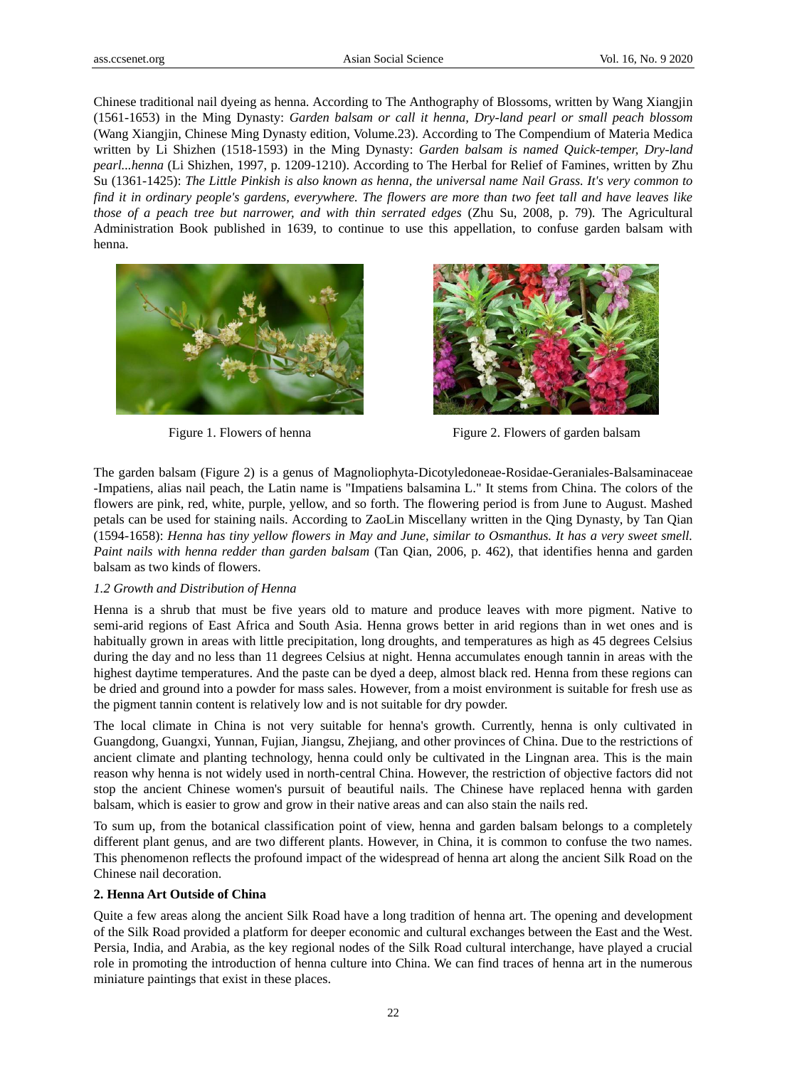Chinese traditional nail dyeing as henna. According to The Anthography of Blossoms, written by Wang Xiangjin (1561-1653) in the Ming Dynasty: *Garden balsam or call it henna, Dry-land pearl or small peach blossom* (Wang Xiangjin, Chinese Ming Dynasty edition, Volume.23). According to The Compendium of Materia Medica written by Li Shizhen (1518-1593) in the Ming Dynasty: *Garden balsam is named Quick-temper, Dry-land pearl...henna* (Li Shizhen, 1997, p. 1209-1210). According to The Herbal for Relief of Famines, written by Zhu Su (1361-1425): *The Little Pinkish is also known as henna, the universal name Nail Grass. It's very common to find it in ordinary people's gardens, everywhere. The flowers are more than two feet tall and have leaves like those of a peach tree but narrower, and with thin serrated edges* (Zhu Su, 2008, p. 79). The Agricultural Administration Book published in 1639, to continue to use this appellation, to confuse garden balsam with henna.

Figure 1. Flowers of henna

Figure 2. Flowers of garden balsam

The garden balsam (Figure 2) is a genus of Magnoliophyta-Dicotyledoneae-Rosidae-Geraniales-Balsaminaceae -Impatiens, alias nail peach, the Latin name is "Impatiens balsamina L." It stems from China. The colors of the flowers are pink, red, white, purple, yellow, and so forth. The flowering period is from June to August. Mashed petals can be used for staining nails. According to ZaoLin Miscellany written in the Qing Dynasty, by Tan Qian (1594-1658): *Henna has tiny yellow flowers in May and June, similar to Osmanthus. It has a very sweet smell. Paint nails with henna redder than garden balsam* (Tan Qian, 2006, p. 462), that identifies henna and garden balsam as two kinds of flowers.

### *1.2 Growth and Distribution of Henna*

Henna is a shrub that must be five years old to mature and produce leaves with more pigment. Native to semi-arid regions of East Africa and South Asia. Henna grows better in arid regions than in wet ones and is habitually grown in areas with little precipitation, long droughts, and temperatures as high as 45 degrees Celsius during the day and no less than 11 degrees Celsius at night. Henna accumulates enough tannin in areas with the highest daytime temperatures. And the paste can be dyed a deep, almost black red. Henna from these regions can be dried and ground into a powder for mass sales. However, from a moist environment is suitable for fresh use as the pigment tannin content is relatively low and is not suitable for dry powder.

The local climate in China is not very suitable for henna's growth. Currently, henna is only cultivated in Guangdong, Guangxi, Yunnan, Fujian, Jiangsu, Zhejiang, and other provinces of China. Due to the restrictions of ancient climate and planting technology, henna could only be cultivated in the Lingnan area. This is the main reason why henna is not widely used in north-central China. However, the restriction of objective factors did not stop the ancient Chinese women's pursuit of beautiful nails. The Chinese have replaced henna with garden balsam, which is easier to grow and grow in their native areas and can also stain the nails red.

To sum up, from the botanical classification point of view, henna and garden balsam belongs to a completely different plant genus, and are two different plants. However, in China, it is common to confuse the two names. This phenomenon reflects the profound impact of the widespread of henna art along the ancient Silk Road on the Chinese nail decoration.

## **2. Henna Art Outside of China**

Quite a few areas along the ancient Silk Road have a long tradition of henna art. The opening and development of the Silk Road provided a platform for deeper economic and cultural exchanges between the East and the West. Persia, India, and Arabia, as the key regional nodes of the Silk Road cultural interchange, have played a crucial role in promoting the introduction of henna culture into China. We can find traces of henna art in the numerous miniature paintings that exist in these places.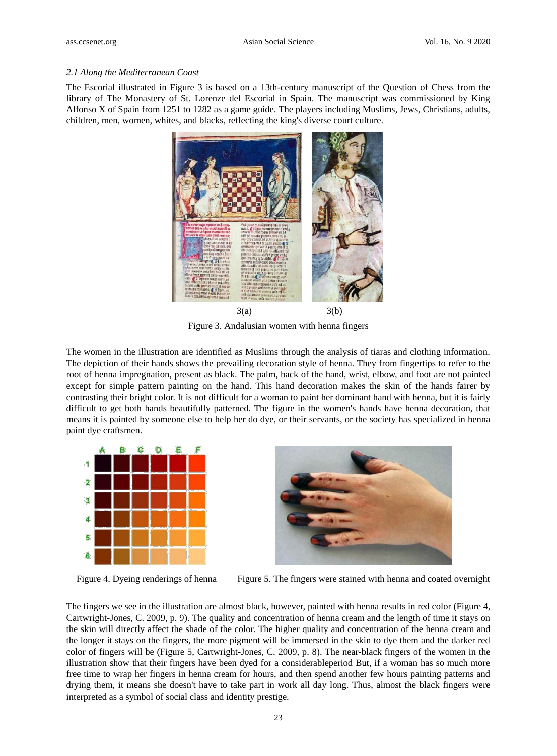### *2.1 Along the Mediterranean Coast*

The Escorial illustrated in Figure 3 is based on a 13th-century manuscript of the Question of Chess from the library of The Monastery of St. Lorenze del Escorial in Spain. The manuscript was commissioned by King Alfonso X of Spain from 1251 to 1282 as a game guide. The players including Muslims, Jews, Christians, adults, children, men, women, whites, and blacks, reflecting the king's diverse court culture.

3(a) 3(b)

Figure 3. Andalusian women with henna fingers

The women in the illustration are identified as Muslims through the analysis of tiaras and clothing information. The depiction of their hands shows the prevailing decoration style of henna. They from fingertips to refer to the root of henna impregnation, present as black. The palm, back of the hand, wrist, elbow, and foot are not painted except for simple pattern painting on the hand. This hand decoration makes the skin of the hands fairer by contrasting their bright color. It is not difficult for a woman to paint her dominant hand with henna, but it is fairly difficult to get both hands beautifully patterned. The figure in the women's hands have henna decoration, that means it is painted by someone else to help her do dye, or their servants, or the society has specialized in henna paint dye craftsmen.

Figure 4. Dyeing renderings of henna

Figure 5. The fingers were stained with henna and coated overnight

The fingers we see in the illustration are almost black, however, painted with henna results in red color (Figure 4, Cartwright-Jones, C. 2009, p. 9). The quality and concentration of henna cream and the length of time it stays on the skin will directly affect the shade of the color. The higher quality and concentration of the henna cream and the longer it stays on the fingers, the more pigment will be immersed in the skin to dye them and the darker red color of fingers will be (Figure 5, Cartwright-Jones, C. 2009, p. 8). The near-black fingers of the women in the illustration show that their fingers have been dyed for a considerableperiod But, if a woman has so much more free time to wrap her fingers in henna cream for hours, and then spend another few hours painting patterns and drying them, it means she doesn't have to take part in work all day long. Thus, almost the black fingers were interpreted as a symbol of social class and identity prestige.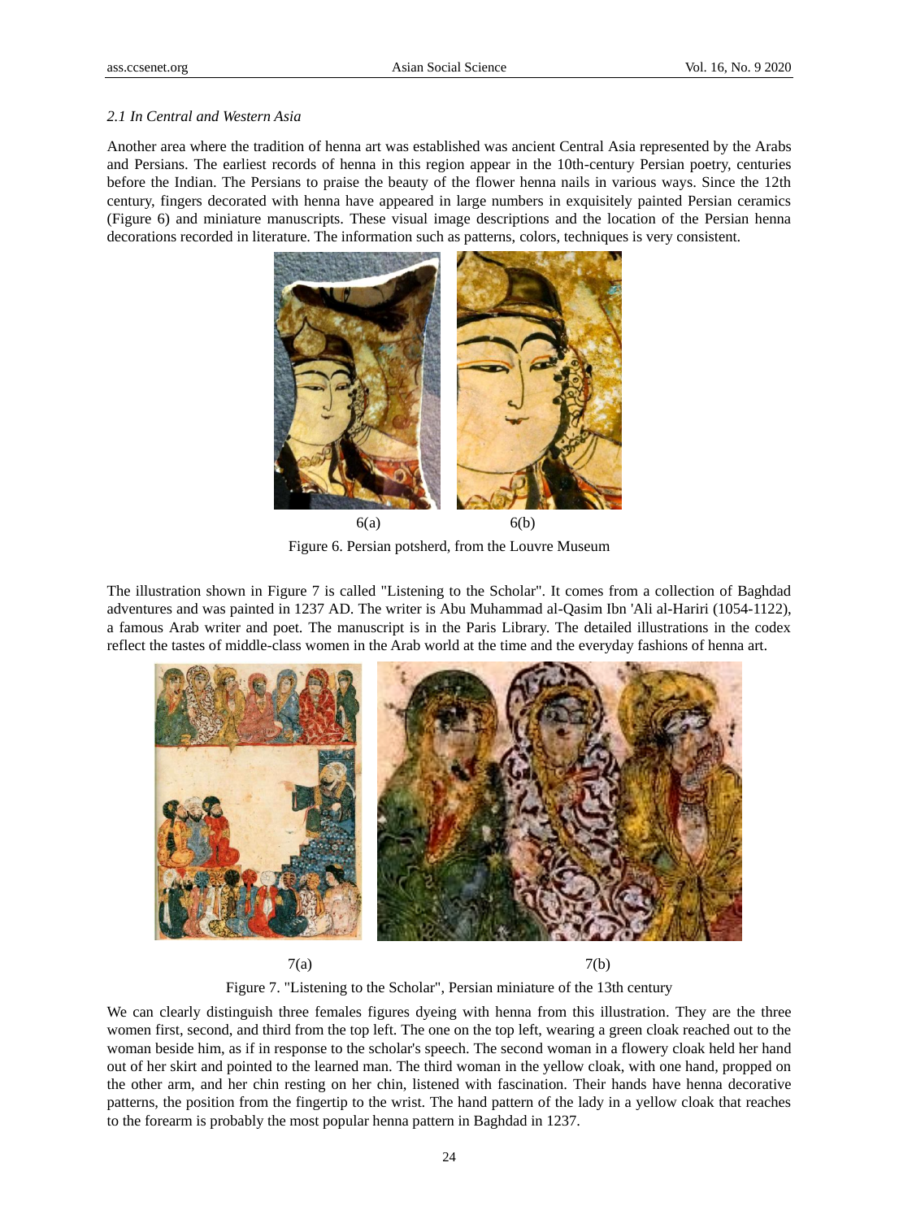### *2.1 In Central and Western Asia*

Another area where the tradition of henna art was established was ancient Central Asia represented by the Arabs and Persians. The earliest records of henna in this region appear in the 10th-century Persian poetry, centuries before the Indian. The Persians to praise the beauty of the flower henna nails in various ways. Since the 12th century, fingers decorated with henna have appeared in large numbers in exquisitely painted Persian ceramics (Figure 6) and miniature manuscripts. These visual image descriptions and the location of the Persian henna decorations recorded in literature. The information such as patterns, colors, techniques is very consistent.

6(a) 6(b)

Figure 6. Persian potsherd, from the Louvre Museum

The illustration shown in Figure 7 is called "Listening to the Scholar". It comes from a collection of Baghdad adventures and was painted in 1237 AD. The writer is Abu Muhammad al-Qasim Ibn 'Ali al-Hariri (1054-1122), a famous Arab writer and poet. The manuscript is in the Paris Library. The detailed illustrations in the codex reflect the tastes of middle-class women in the Arab world at the time and the everyday fashions of henna art.

7(a) 7(b)

Figure 7. "Listening to the Scholar", Persian miniature of the 13th century

We can clearly distinguish three females figures dyeing with henna from this illustration. They are the three women first, second, and third from the top left. The one on the top left, wearing a green cloak reached out to the woman beside him, as if in response to the scholar's speech. The second woman in a flowery cloak held her hand out of her skirt and pointed to the learned man. The third woman in the yellow cloak, with one hand, propped on the other arm, and her chin resting on her chin, listened with fascination. Their hands have henna decorative patterns, the position from the fingertip to the wrist. The hand pattern of the lady in a yellow cloak that reaches to the forearm is probably the most popular henna pattern in Baghdad in 1237.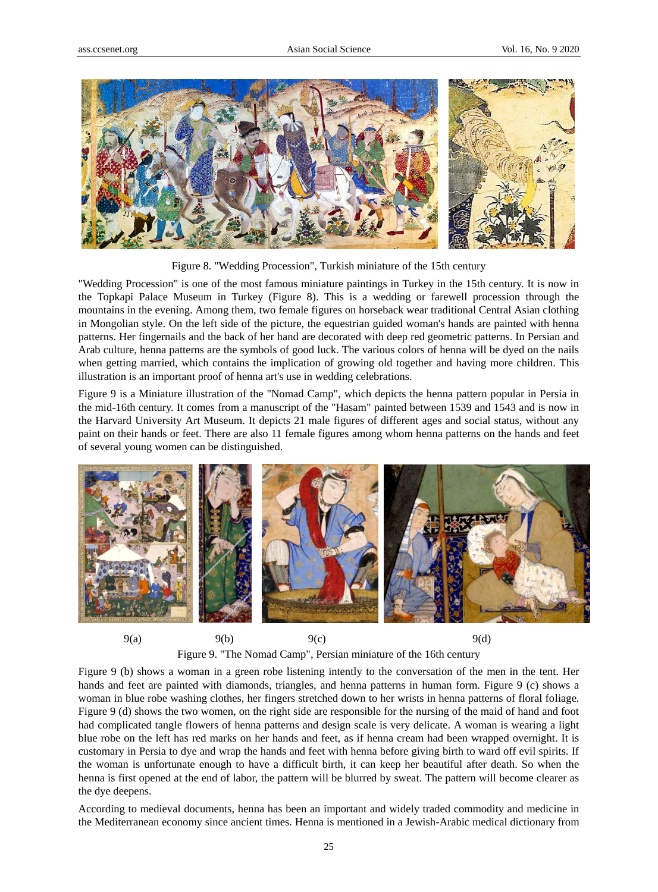Figure 8. "Wedding Procession", Turkish miniature of the 15th century

"Wedding Procession" is one of the most famous miniature paintings in Turkey in the 15th century. It is now in the Topkapi Palace Museum in Turkey (Figure 8). This is a wedding or farewell procession through the mountains in the evening. Among them, two female figures on horseback wear traditional Central Asian clothing in Mongolian style. On the left side of the picture, the equestrian guided woman's hands are painted with henna patterns. Her fingernails and the back of her hand are decorated with deep red geometric patterns. In Persian and Arab culture, henna patterns are the symbols of good luck. The various colors of henna will be dyed on the nails when getting married, which contains the implication of growing old together and having more children. This illustration is an important proof of henna art's use in wedding celebrations.

Figure 9 is a Miniature illustration of the "Nomad Camp", which depicts the henna pattern popular in Persia in the mid-16th century. It comes from a manuscript of the "Hasam" painted between 1539 and 1543 and is now in the Harvard University Art Museum. It depicts 21 male figures of different ages and social status, without any paint on their hands or feet. There are also 11 female figures among whom henna patterns on the hands and feet of several young women can be distinguished.

9(a) 9(b) 9(c) 9(d)

Figure 9. "The Nomad Camp", Persian miniature of the 16th century

Figure 9 (b) shows a woman in a green robe listening intently to the conversation of the men in the tent. Her hands and feet are painted with diamonds, triangles, and henna patterns in human form. Figure 9 (c) shows a woman in blue robe washing clothes, her fingers stretched down to her wrists in henna patterns of floral foliage. Figure 9 (d) shows the two women, on the right side are responsible for the nursing of the maid of hand and foot had complicated tangle flowers of henna patterns and design scale is very delicate. A woman is wearing a light blue robe on the left has red marks on her hands and feet, as if henna cream had been wrapped overnight. It is customary in Persia to dye and wrap the hands and feet with henna before giving birth to ward off evil spirits. If the woman is unfortunate enough to have a difficult birth, it can keep her beautiful after death. So when the henna is first opened at the end of labor, the pattern will be blurred by sweat. The pattern will become clearer as the dye deepens.

According to medieval documents, henna has been an important and widely traded commodity and medicine in the Mediterranean economy since ancient times. Henna is mentioned in a Jewish-Arabic medical dictionary from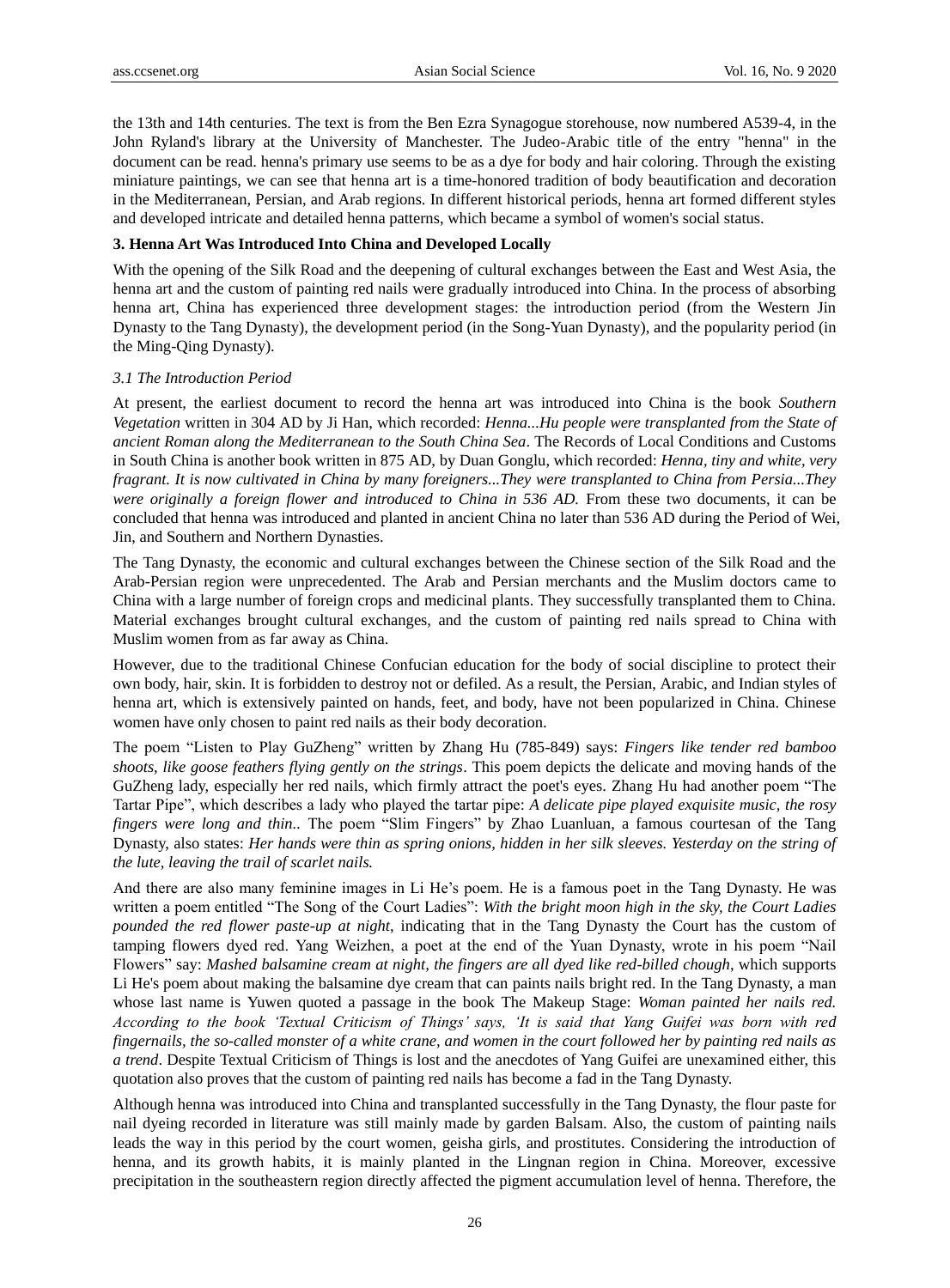the 13th and 14th centuries. The text is from the Ben Ezra Synagogue storehouse, now numbered A539-4, in the John Ryland's library at the University of Manchester. The Judeo-Arabic title of the entry "henna" in the document can be read. henna's primary use seems to be as a dye for body and hair coloring. Through the existing miniature paintings, we can see that henna art is a time-honored tradition of body beautification and decoration in the Mediterranean, Persian, and Arab regions. In different historical periods, henna art formed different styles and developed intricate and detailed henna patterns, which became a symbol of women's social status.

## 3. Henna Art Was Introduced Into China and Developed Locally

With the opening of the Silk Road and the deepening of cultural exchanges between the East and West Asia, the henna art and the custom of painting red nails were gradually introduced into China. In the process of absorbing henna art, China has experienced three development stages: the introduction period (from the Western Jin Dynasty to the Tang Dynasty), the development period (in the Song-Yuan Dynasty), and the popularity period (in the Ming-Qing Dynasty).

### 3.1 The Introduction Period

At present, the earliest document to record the henna art was introduced into China is the book *Southern Vegetation* written in 304 AD by Ji Han, which recorded: *Henna...Hu people were transplanted from the State of ancient Roman along the Mediterranean to the South China Sea*. The Records of Local Conditions and Customs in South China is another book written in 875 AD, by Duan Gonglu, which recorded: *Henna, tiny and white, very fragrant. It is now cultivated in China by many foreigners...They were transplanted to China from Persia...They were originally a foreign flower and introduced to China in 536 AD.* From these two documents, it can be concluded that henna was introduced and planted in ancient China no later than 536 AD during the Period of Wei, Jin, and Southern and Northern Dynasties.

The Tang Dynasty, the economic and cultural exchanges between the Chinese section of the Silk Road and the Arab-Persian region were unprecedented. The Arab and Persian merchants and the Muslim doctors came to China with a large number of foreign crops and medicinal plants. They successfully transplanted them to China. Material exchanges brought cultural exchanges, and the custom of painting red nails spread to China with Muslim women from as far away as China.

However, due to the traditional Chinese Confucian education for the body of social discipline to protect their own body, hair, skin. It is forbidden to destroy not or defiled. As a result, the Persian, Arabic, and Indian styles of henna art, which is extensively painted on hands, feet, and body, have not been popularized in China. Chinese women have only chosen to paint red nails as their body decoration.

The poem "Listen to Play GuZheng" written by Zhang Hu (785-849) says: *Fingers like tender red bamboo shoots, like goose feathers flying gently on the strings*. This poem depicts the delicate and moving hands of the GuZheng lady, especially her red nails, which firmly attract the poet's eyes. Zhang Hu had another poem "The Tartar Pipe", which describes a lady who played the tartar pipe: *A delicate pipe played exquisite music, the rosy fingers were long and thin.*. The poem "Slim Fingers" by Zhao Luanluan, a famous courtesan of the Tang Dynasty, also states: *Her hands were thin as spring onions, hidden in her silk sleeves. Yesterday on the string of the lute, leaving the trail of scarlet nails.*

And there are also many feminine images in Li He's poem. He is a famous poet in the Tang Dynasty. He was written a poem entitled "The Song of the Court Ladies": *With the bright moon high in the sky, the Court Ladies pounded the red flower paste-up at night*, indicating that in the Tang Dynasty the Court has the custom of tamping flowers dyed red. Yang Weizhen, a poet at the end of the Yuan Dynasty, wrote in his poem "Nail Flowers" say: *Mashed balsamine cream at night, the fingers are all dyed like red-billed chough*, which supports Li He's poem about making the balsamine dye cream that can paints nails bright red. In the Tang Dynasty, a man whose last name is Yuwen quoted a passage in the book The Makeup Stage: *Woman painted her nails red. According to the book 'Textual Criticism of Things' says, 'It is said that Yang Guifei was born with red fingernails, the so-called monster of a white crane, and women in the court followed her by painting red nails as a trend*. Despite Textual Criticism of Things is lost and the anecdotes of Yang Guifei are unexamined either, this quotation also proves that the custom of painting red nails has become a fad in the Tang Dynasty.

Although henna was introduced into China and transplanted successfully in the Tang Dynasty, the flour paste for nail dyeing recorded in literature was still mainly made by garden Balsam. Also, the custom of painting nails leads the way in this period by the court women, geisha girls, and prostitutes. Considering the introduction of henna, and its growth habits, it is mainly planted in the Lingnan region in China. Moreover, excessive precipitation in the southeastern region directly affected the pigment accumulation level of henna. Therefore, the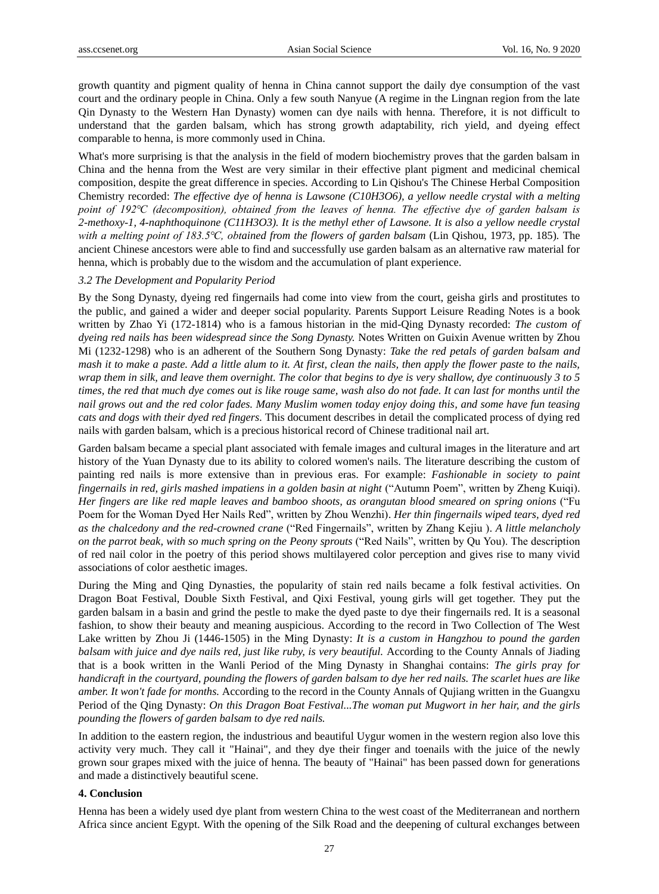growth quantity and pigment quality of henna in China cannot support the daily dye consumption of the vast court and the ordinary people in China. Only a few south Nanyue (A regime in the Lingnan region from the late Qin Dynasty to the Western Han Dynasty) women can dye nails with henna. Therefore, it is not difficult to understand that the garden balsam, which has strong growth adaptability, rich yield, and dyeing effect comparable to henna, is more commonly used in China.

What's more surprising is that the analysis in the field of modern biochemistry proves that the garden balsam in China and the henna from the West are very similar in their effective plant pigment and medicinal chemical composition, despite the great difference in species. According to Lin Qishou's The Chinese Herbal Composition Chemistry recorded: *The effective dye of henna is Lawsone ($C_{10}H_3O_6$), a yellow needle crystal with a melting point of 192℃ (decomposition), obtained from the leaves of henna. The effective dye of garden balsam is 2-methoxy-1, 4-naphthoquinone ($C_{11}H_3O_3$). It is the methyl ether of Lawsone. It is also a yellow needle crystal with a melting point of 183.5℃, obtained from the flowers of garden balsam* (Lin Qishou, 1973, pp. 185). The ancient Chinese ancestors were able to find and successfully use garden balsam as an alternative raw material for henna, which is probably due to the wisdom and the accumulation of plant experience.

### 3.2 The Development and Popularity Period

By the Song Dynasty, dyeing red fingernails had come into view from the court, geisha girls and prostitutes to the public, and gained a wider and deeper social popularity. Parents Support Leisure Reading Notes is a book written by Zhao Yi (172-1814) who is a famous historian in the mid-Qing Dynasty recorded: *The custom of dyeing red nails has been widespread since the Song Dynasty.* Notes Written on Guixin Avenue written by Zhou Mi (1232-1298) who is an adherent of the Southern Song Dynasty: *Take the red petals of garden balsam and mash it to make a paste. Add a little alum to it. At first, clean the nails, then apply the flower paste to the nails, wrap them in silk, and leave them overnight. The color that begins to dye is very shallow, dye continuously 3 to 5 times, the red that much dye comes out is like rouge same, wash also do not fade. It can last for months until the nail grows out and the red color fades. Many Muslim women today enjoy doing this, and some have fun teasing cats and dogs with their dyed red fingers.* This document describes in detail the complicated process of dying red nails with garden balsam, which is a precious historical record of Chinese traditional nail art.

Garden balsam became a special plant associated with female images and cultural images in the literature and art history of the Yuan Dynasty due to its ability to colored women's nails. The literature describing the custom of painting red nails is more extensive than in previous eras. For example: *Fashionable in society to paint fingernails in red, girls mashed impatiens in a golden basin at night* ("Autumn Poem", written by Zheng Kuiqi). *Her fingers are like red maple leaves and bamboo shoots, as orangutan blood smeared on spring onions* ("Fu Poem for the Woman Dyed Her Nails Red", written by Zhou Wenzhi). *Her thin fingernails wiped tears, dyed red as the chalcedony and the red-crowned crane* ("Red Fingernails", written by Zhang Kejiu ). *A little melancholy on the parrot beak, with so much spring on the Peony sprouts* ("Red Nails", written by Qu You). The description of red nail color in the poetry of this period shows multilayered color perception and gives rise to many vivid associations of color aesthetic images.

During the Ming and Qing Dynasties, the popularity of stain red nails became a folk festival activities. On Dragon Boat Festival, Double Sixth Festival, and Qixi Festival, young girls will get together. They put the garden balsam in a basin and grind the pestle to make the dyed paste to dye their fingernails red. It is a seasonal fashion, to show their beauty and meaning auspicious. According to the record in Two Collection of The West Lake written by Zhou Ji (1446-1505) in the Ming Dynasty: *It is a custom in Hangzhou to pound the garden balsam with juice and dye nails red, just like ruby, is very beautiful.* According to the County Annals of Jiading that is a book written in the Wanli Period of the Ming Dynasty in Shanghai contains: *The girls pray for handicraft in the courtyard, pounding the flowers of garden balsam to dye her red nails. The scarlet hues are like amber. It won't fade for months.* According to the record in the County Annals of Qujiang written in the Guangxu Period of the Qing Dynasty: *On this Dragon Boat Festival...The woman put Mugwort in her hair, and the girls pounding the flowers of garden balsam to dye red nails.*

In addition to the eastern region, the industrious and beautiful Uygur women in the western region also love this activity very much. They call it "Hainai", and they dye their finger and toenails with the juice of the newly grown sour grapes mixed with the juice of henna. The beauty of "Hainai" has been passed down for generations and made a distinctively beautiful scene.

## 4. Conclusion

Henna has been a widely used dye plant from western China to the west coast of the Mediterranean and northern Africa since ancient Egypt. With the opening of the Silk Road and the deepening of cultural exchanges between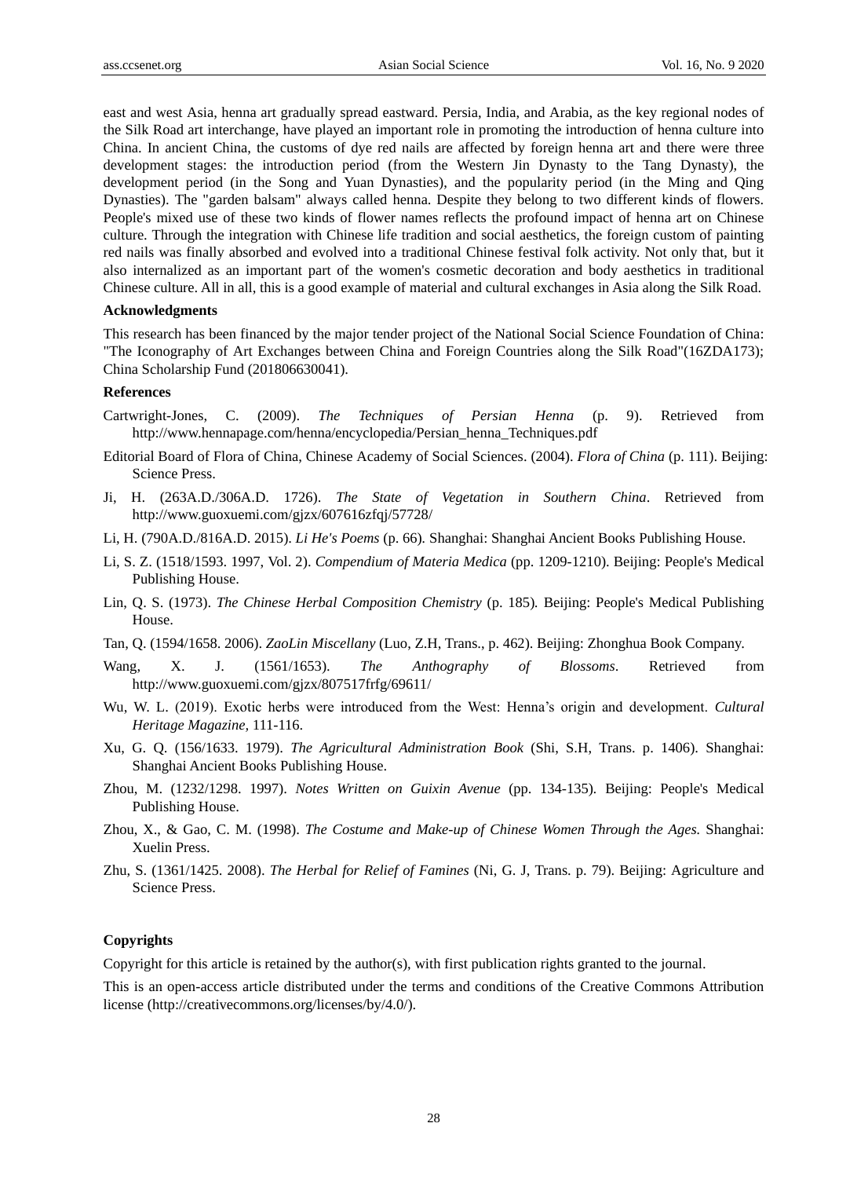east and west Asia, henna art gradually spread eastward. Persia, India, and Arabia, as the key regional nodes of the Silk Road art interchange, have played an important role in promoting the introduction of henna culture into China. In ancient China, the customs of dye red nails are affected by foreign henna art and there were three development stages: the introduction period (from the Western Jin Dynasty to the Tang Dynasty), the development period (in the Song and Yuan Dynasties), and the popularity period (in the Ming and Qing Dynasties). The "garden balsam" always called henna. Despite they belong to two different kinds of flowers. People's mixed use of these two kinds of flower names reflects the profound impact of henna art on Chinese culture. Through the integration with Chinese life tradition and social aesthetics, the foreign custom of painting red nails was finally absorbed and evolved into a traditional Chinese festival folk activity. Not only that, but it also internalized as an important part of the women's cosmetic decoration and body aesthetics in traditional Chinese culture. All in all, this is a good example of material and cultural exchanges in Asia along the Silk Road.

### Acknowledgments

This research has been financed by the major tender project of the National Social Science Foundation of China: "The Iconography of Art Exchanges between China and Foreign Countries along the Silk Road"(16ZDA173); China Scholarship Fund (201806630041).

### References

Cartwright-Jones, C. (2009). *The Techniques of Persian Henna* (p. 9). Retrieved from http://www.hennapage.com/henna/encyclopedia/Persian_henna_Techniques.pdf

Editorial Board of Flora of China, Chinese Academy of Social Sciences. (2004). *Flora of China* (p. 111). Beijing: Science Press.

Ji, H. (263A.D./306A.D. 1726). *The State of Vegetation in Southern China*. Retrieved from http://www.guoxuemi.com/gjzx/607616zfqj/57728/

Li, H. (790A.D./816A.D. 2015). *Li He's Poems* (p. 66). Shanghai: Shanghai Ancient Books Publishing House.

Li, S. Z. (1518/1593. 1997, Vol. 2). *Compendium of Materia Medica* (pp. 1209-1210). Beijing: People's Medical Publishing House.

Lin, Q. S. (1973). *The Chinese Herbal Composition Chemistry* (p. 185). Beijing: People's Medical Publishing House.

Tan, Q. (1594/1658. 2006). *ZaoLin Miscellany* (Luo, Z.H, Trans., p. 462). Beijing: Zhonghua Book Company.

Wang, X. J. (1561/1653). *The Anthography of Blossoms*. Retrieved from http://www.guoxuemi.com/gjzx/807517frfg/69611/

Wu, W. L. (2019). Exotic herbs were introduced from the West: Henna's origin and development. *Cultural Heritage Magazine,* 111-116.

Xu, G. Q. (156/1633. 1979). *The Agricultural Administration Book* (Shi, S.H, Trans. p. 1406). Shanghai: Shanghai Ancient Books Publishing House.

Zhou, M. (1232/1298. 1997). *Notes Written on Guixin Avenue* (pp. 134-135). Beijing: People's Medical Publishing House.

Zhou, X., & Gao, C. M. (1998). *The Costume and Make-up of Chinese Women Through the Ages.* Shanghai: Xuelin Press.

Zhu, S. (1361/1425. 2008). *The Herbal for Relief of Famines* (Ni, G. J, Trans. p. 79). Beijing: Agriculture and Science Press.

### Copyrights

Copyright for this article is retained by the author(s), with first publication rights granted to the journal.

This is an open-access article distributed under the terms and conditions of the Creative Commons Attribution license (http://creativecommons.org/licenses/by/4.0/).